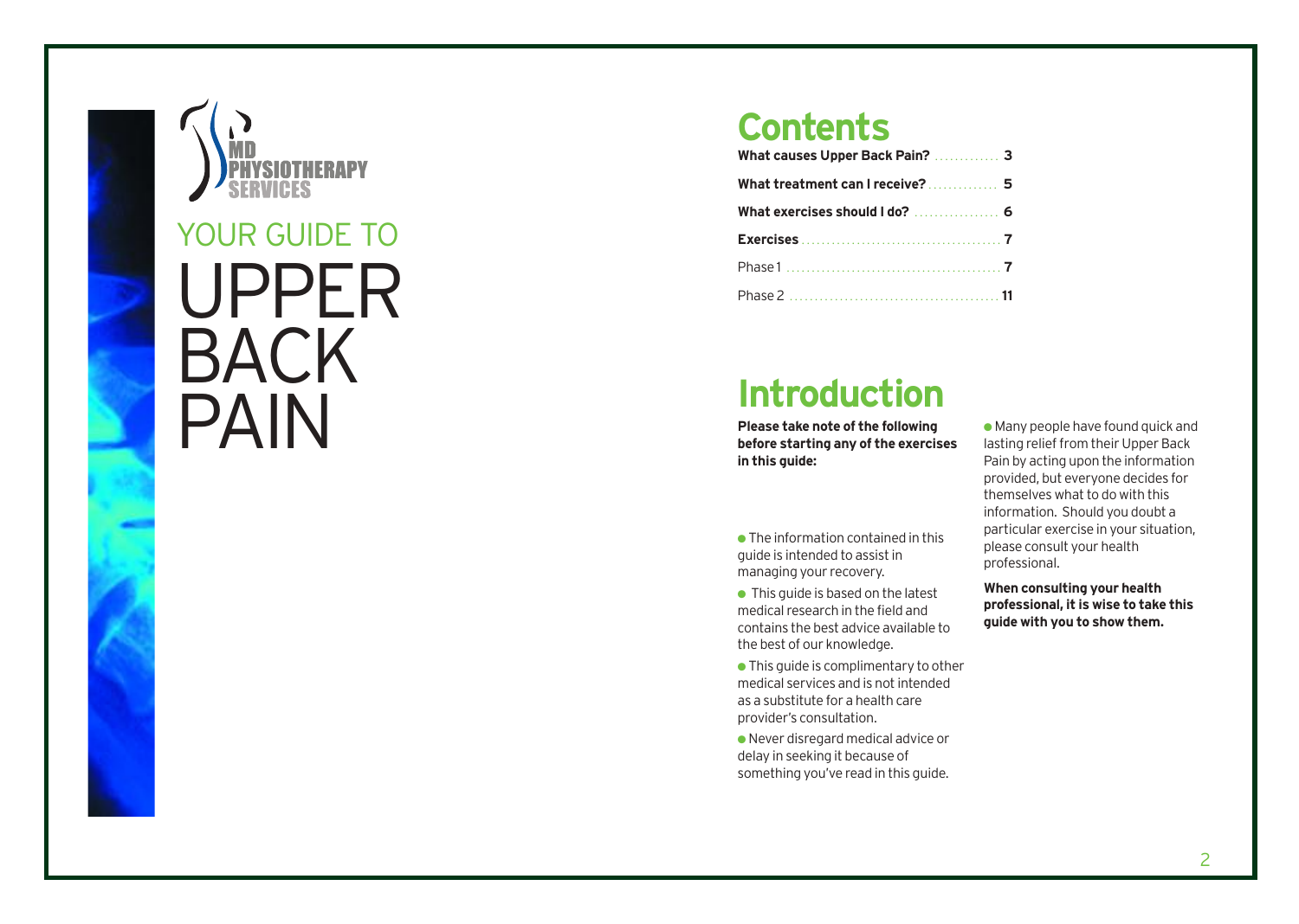MD PHYSIOTHERAPY SERVICES

# YOUR GUIDE TO UPPER BACK PAIN

## Contents

| | |
|---|---|
| **What causes Upper Back Pain?** | **3** |
| **What treatment can I receive?** | **5** |
| **What exercises should I do?** | **6** |
| **Exercises** | **7** |
| Phase 1 | **7** |
| Phase 2 | **11** |

## Introduction

**Please take note of the following before starting any of the exercises in this guide:**

- The information contained in this guide is intended to assist in managing your recovery.
- This guide is based on the latest medical research in the field and contains the best advice available to the best of our knowledge.
- This guide is complimentary to other medical services and is not intended as a substitute for a health care provider's consultation.
- Never disregard medical advice or delay in seeking it because of something you've read in this guide.
- Many people have found quick and lasting relief from their Upper Back Pain by acting upon the information provided, but everyone decides for themselves what to do with this information. Should you doubt a particular exercise in your situation, please consult your health professional.

**When consulting your health professional, it is wise to take this guide with you to show them.**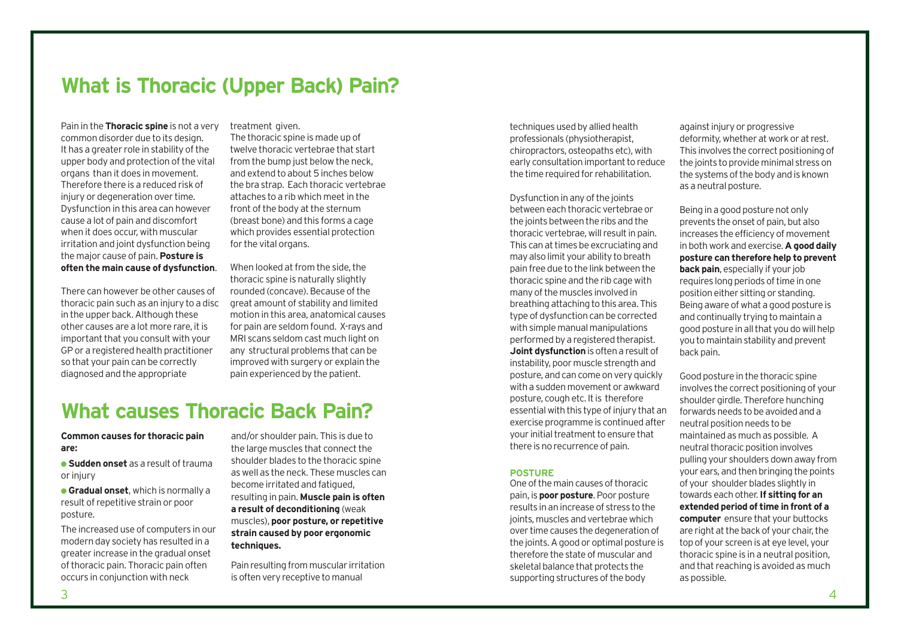## What is Thoracic (Upper Back) Pain?

Pain in the **Thoracic spine** is not a very common disorder due to its design. It has a greater role in stability of the upper body and protection of the vital organs than it does in movement. Therefore there is a reduced risk of injury or degeneration over time. Dysfunction in this area can however cause a lot of pain and discomfort when it does occur, with muscular irritation and joint dysfunction being the major cause of pain. **Posture is often the main cause of dysfunction**.

There can however be other causes of thoracic pain such as an injury to a disc in the upper back. Although these other causes are a lot more rare, it is important that you consult with your GP or a registered health practitioner so that your pain can be correctly diagnosed and the appropriate treatment given.

The thoracic spine is made up of twelve thoracic vertebrae that start from the bump just below the neck, and extend to about 5 inches below the bra strap. Each thoracic vertebrae attaches to a rib which meet in the front of the body at the sternum (breast bone) and this forms a cage which provides essential protection for the vital organs.

When looked at from the side, the thoracic spine is naturally slightly rounded (concave). Because of the great amount of stability and limited motion in this area, anatomical causes for pain are seldom found. X-rays and MRI scans seldom cast much light on any structural problems that can be improved with surgery or explain the pain experienced by the patient.

## What causes Thoracic Back Pain?

**Common causes for thoracic pain are:**

- **Sudden onset** as a result of trauma or injury
- **Gradual onset**, which is normally a result of repetitive strain or poor posture.

The increased use of computers in our modern day society has resulted in a greater increase in the gradual onset of thoracic pain. Thoracic pain often occurs in conjunction with neck and/or shoulder pain. This is due to the large muscles that connect the shoulder blades to the thoracic spine as well as the neck. These muscles can become irritated and fatigued, resulting in pain. **Muscle pain is often a result of deconditioning** (weak muscles), **poor posture, or repetitive strain caused by poor ergonomic techniques.**

Pain resulting from muscular irritation is often very receptive to manual techniques used by allied health professionals (physiotherapist, chiropractors, osteopaths etc), with early consultation important to reduce the time required for rehabilitation.

Dysfunction in any of the joints between each thoracic vertebrae or the joints between the ribs and the thoracic vertebrae, will result in pain. This can at times be excruciating and may also limit your ability to breath pain free due to the link between the thoracic spine and the rib cage with many of the muscles involved in breathing attaching to this area. This type of dysfunction can be corrected with simple manual manipulations performed by a registered therapist. **Joint dysfunction** is often a result of instability, poor muscle strength and posture, and can come on very quickly with a sudden movement or awkward posture, cough etc. It is therefore essential with this type of injury that an exercise programme is continued after your initial treatment to ensure that there is no recurrence of pain.

### POSTURE

One of the main causes of thoracic pain, is **poor posture**. Poor posture results in an increase of stress to the joints, muscles and vertebrae which over time causes the degeneration of the joints. A good or optimal posture is therefore the state of muscular and skeletal balance that protects the supporting structures of the body against injury or progressive deformity, whether at work or at rest. This involves the correct positioning of the joints to provide minimal stress on the systems of the body and is known as a neutral posture.

Being in a good posture not only prevents the onset of pain, but also increases the efficiency of movement in both work and exercise. **A good daily posture can therefore help to prevent back pain**, especially if your job requires long periods of time in one position either sitting or standing. Being aware of what a good posture is and continually trying to maintain a good posture in all that you do will help you to maintain stability and prevent back pain.

Good posture in the thoracic spine involves the correct positioning of your shoulder girdle. Therefore hunching forwards needs to be avoided and a neutral position needs to be maintained as much as possible. A neutral thoracic position involves pulling your shoulders down away from your ears, and then bringing the points of your shoulder blades slightly in towards each other. **If sitting for an extended period of time in front of a computer** ensure that your buttocks are right at the back of your chair, the top of your screen is at eye level, your thoracic spine is in a neutral position, and that reaching is avoided as much as possible.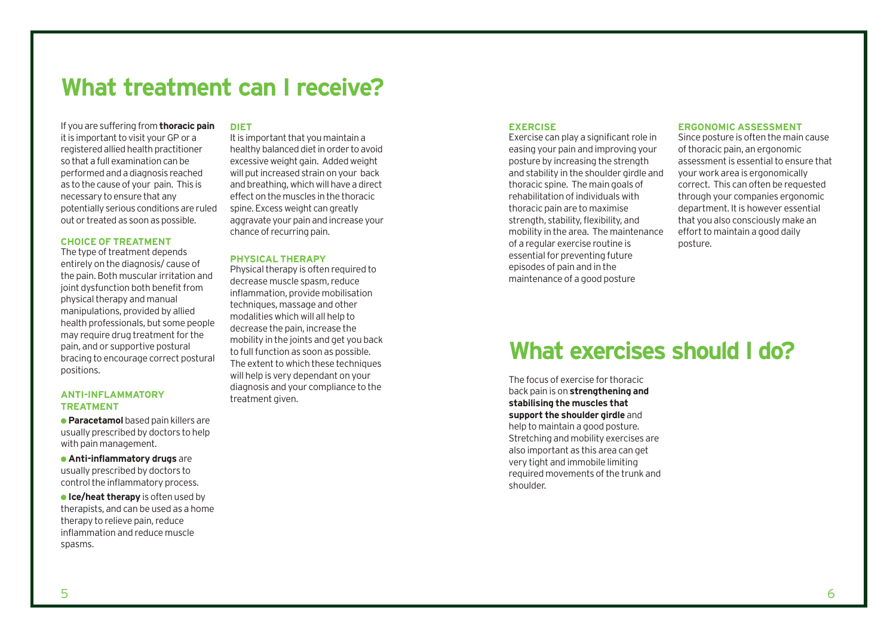# What treatment can I receive?

If you are suffering from **thoracic pain** it is important to visit your GP or a registered allied health practitioner so that a full examination can be performed and a diagnosis reached as to the cause of your pain. This is necessary to ensure that any potentially serious conditions are ruled out or treated as soon as possible.

### CHOICE OF TREATMENT

The type of treatment depends entirely on the diagnosis/ cause of the pain. Both muscular irritation and joint dysfunction both benefit from physical therapy and manual manipulations, provided by allied health professionals, but some people may require drug treatment for the pain, and or supportive postural bracing to encourage correct postural positions.

### ANTI-INFLAMMATORY TREATMENT

- **Paracetamol** based pain killers are usually prescribed by doctors to help with pain management.
- **Anti-inflammatory drugs** are usually prescribed by doctors to control the inflammatory process.
- **Ice/heat therapy** is often used by therapists, and can be used as a home therapy to relieve pain, reduce inflammation and reduce muscle spasms.

### DIET

It is important that you maintain a healthy balanced diet in order to avoid excessive weight gain. Added weight will put increased strain on your back and breathing, which will have a direct effect on the muscles in the thoracic spine. Excess weight can greatly aggravate your pain and increase your chance of recurring pain.

### PHYSICAL THERAPY

Physical therapy is often required to decrease muscle spasm, reduce inflammation, provide mobilisation techniques, massage and other modalities which will all help to decrease the pain, increase the mobility in the joints and get you back to full function as soon as possible. The extent to which these techniques will help is very dependant on your diagnosis and your compliance to the treatment given.

### EXERCISE

Exercise can play a significant role in easing your pain and improving your posture by increasing the strength and stability in the shoulder girdle and thoracic spine. The main goals of rehabilitation of individuals with thoracic pain are to maximise strength, stability, flexibility, and mobility in the area. The maintenance of a regular exercise routine is essential for preventing future episodes of pain and in the maintenance of a good posture

### ERGONOMIC ASSESSMENT

Since posture is often the main cause of thoracic pain, an ergonomic assessment is essential to ensure that your work area is ergonomically correct. This can often be requested through your companies ergonomic department. It is however essential that you also consciously make an effort to maintain a good daily posture.

# What exercises should I do?

The focus of exercise for thoracic back pain is on **strengthening and stabilising the muscles that support the shoulder girdle** and help to maintain a good posture. Stretching and mobility exercises are also important as this area can get very tight and immobile limiting required movements of the trunk and shoulder.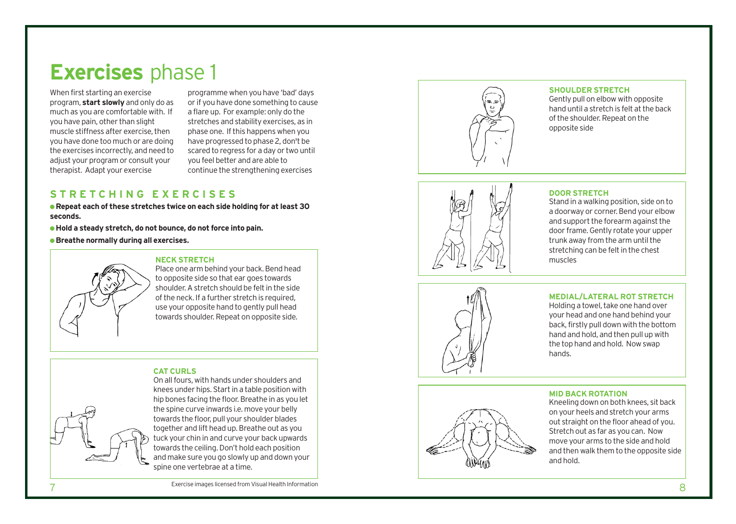# **Exercises** phase 1

When first starting an exercise program, **start slowly** and only do as much as you are comfortable with. If you have pain, other than slight muscle stiffness after exercise, then you have done too much or are doing the exercises incorrectly, and need to adjust your program or consult your therapist. Adapt your exercise programme when you have 'bad' days or if you have done something to cause a flare up. For example: only do the stretches and stability exercises, as in phase one. If this happens when you have progressed to phase 2, don't be scared to regress for a day or two until you feel better and are able to continue the strengthening exercises

## STRETCHING EXERCISES

- **Repeat each of these stretches twice on each side holding for at least 30 seconds.**
- **Hold a steady stretch, do not bounce, do not force into pain.**
- **Breathe normally during all exercises.**

### NECK STRETCH

Place one arm behind your back. Bend head to opposite side so that ear goes towards shoulder. A stretch should be felt in the side of the neck. If a further stretch is required, use your opposite hand to gently pull head towards shoulder. Repeat on opposite side.

### CAT CURLS

On all fours, with hands under shoulders and knees under hips. Start in a table position with hip bones facing the floor. Breathe in as you let the spine curve inwards i.e. move your belly towards the floor, pull your shoulder blades together and lift head up. Breathe out as you tuck your chin in and curve your back upwards towards the ceiling. Don't hold each position and make sure you go slowly up and down your spine one vertebrae at a time.

Exercise images licensed from Visual Health Information

### SHOULDER STRETCH

Gently pull on elbow with opposite hand until a stretch is felt at the back of the shoulder. Repeat on the opposite side

### DOOR STRETCH

Stand in a walking position, side on to a doorway or corner. Bend your elbow and support the forearm against the door frame. Gently rotate your upper trunk away from the arm until the stretching can be felt in the chest muscles

### MEDIAL/LATERAL ROT STRETCH

Holding a towel, take one hand over your head and one hand behind your back, firstly pull down with the bottom hand and hold, and then pull up with the top hand and hold. Now swap hands.

### MID BACK ROTATION

Kneeling down on both knees, sit back on your heels and stretch your arms out straight on the floor ahead of you. Stretch out as far as you can. Now move your arms to the side and hold and then walk them to the opposite side and hold.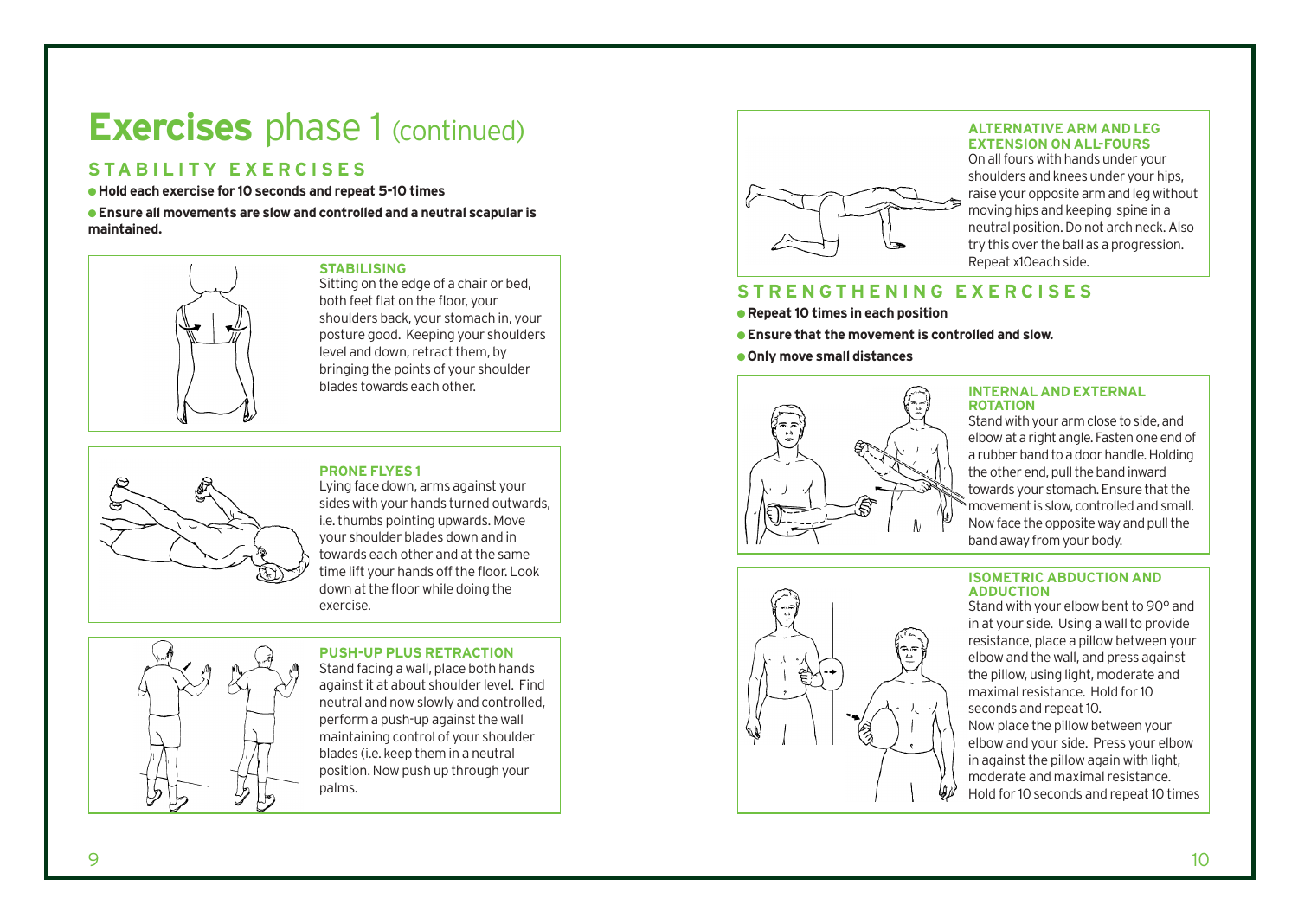# **Exercises** phase 1 (continued)

## STABILITY EXERCISES

- **Hold each exercise for 10 seconds and repeat 5-10 times**
- **Ensure all movements are slow and controlled and a neutral scapular is maintained.**

### STABILISING

Sitting on the edge of a chair or bed, both feet flat on the floor, your shoulders back, your stomach in, your posture good. Keeping your shoulders level and down, retract them, by bringing the points of your shoulder blades towards each other.

### PRONE FLYES 1

Lying face down, arms against your sides with your hands turned outwards, i.e. thumbs pointing upwards. Move your shoulder blades down and in towards each other and at the same time lift your hands off the floor. Look down at the floor while doing the exercise.

### PUSH-UP PLUS RETRACTION

Stand facing a wall, place both hands against it at about shoulder level. Find neutral and now slowly and controlled, perform a push-up against the wall maintaining control of your shoulder blades (i.e. keep them in a neutral position. Now push up through your palms.

### ALTERNATIVE ARM AND LEG EXTENSION ON ALL-FOURS

On all fours with hands under your shoulders and knees under your hips, raise your opposite arm and leg without moving hips and keeping spine in a neutral position. Do not arch neck. Also try this over the ball as a progression. Repeat x10each side.

## STRENGTHENING EXERCISES

- **Repeat 10 times in each position**
- **Ensure that the movement is controlled and slow.**
- **Only move small distances**

### INTERNAL AND EXTERNAL ROTATION

Stand with your arm close to side, and elbow at a right angle. Fasten one end of a rubber band to a door handle. Holding the other end, pull the band inward towards your stomach. Ensure that the movement is slow, controlled and small. Now face the opposite way and pull the band away from your body.

### ISOMETRIC ABDUCTION AND ADDUCTION

Stand with your elbow bent to 90° and in at your side. Using a wall to provide resistance, place a pillow between your elbow and the wall, and press against the pillow, using light, moderate and maximal resistance. Hold for 10 seconds and repeat 10.

Now place the pillow between your elbow and your side. Press your elbow in against the pillow again with light, moderate and maximal resistance. Hold for 10 seconds and repeat 10 times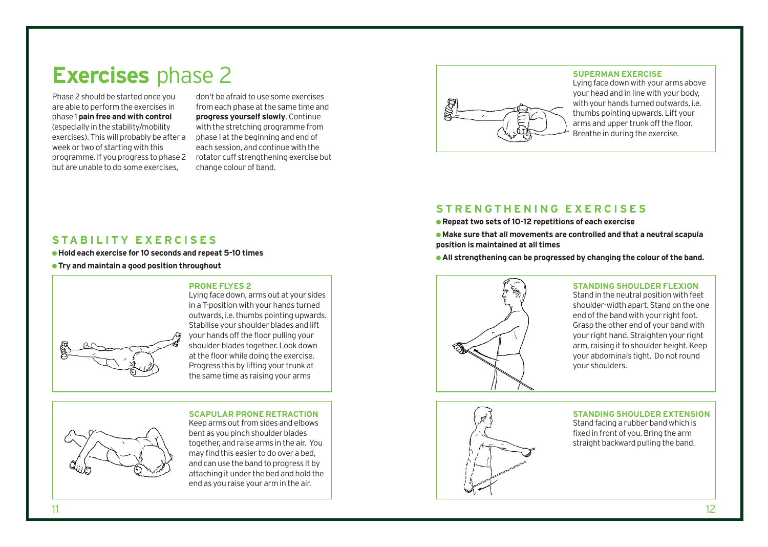# **Exercises** phase 2

Phase 2 should be started once you are able to perform the exercises in phase 1 **pain free and with control** (especially in the stability/mobility exercises). This will probably be after a week or two of starting with this programme. If you progress to phase 2 but are unable to do some exercises, don't be afraid to use some exercises from each phase at the same time and **progress yourself slowly**. Continue with the stretching programme from phase 1 at the beginning and end of each session, and continue with the rotator cuff strengthening exercise but change colour of band.

## STABILITY EXERCISES

- **Hold each exercise for 10 seconds and repeat 5-10 times**
- **Try and maintain a good position throughout**

### PRONE FLYES 2

Lying face down, arms out at your sides in a T-position with your hands turned outwards, i.e. thumbs pointing upwards. Stabilise your shoulder blades and lift your hands off the floor pulling your shoulder blades together. Look down at the floor while doing the exercise. Progress this by lifting your trunk at the same time as raising your arms

### SCAPULAR PRONE RETRACTION

Keep arms out from sides and elbows bent as you pinch shoulder blades together, and raise arms in the air. You may find this easier to do over a bed, and can use the band to progress it by attaching it under the bed and hold the end as you raise your arm in the air.

### SUPERMAN EXERCISE

Lying face down with your arms above your head and in line with your body, with your hands turned outwards, i.e. thumbs pointing upwards. Lift your arms and upper trunk off the floor. Breathe in during the exercise.

## STRENGTHENING EXERCISES

- **Repeat two sets of 10-12 repetitions of each exercise**
- **Make sure that all movements are controlled and that a neutral scapula position is maintained at all times**
- **All strengthening can be progressed by changing the colour of the band.**

### STANDING SHOULDER FLEXION

Stand in the neutral position with feet shoulder-width apart. Stand on the one end of the band with your right foot. Grasp the other end of your band with your right hand. Straighten your right arm, raising it to shoulder height. Keep your abdominals tight. Do not round your shoulders.

### STANDING SHOULDER EXTENSION

Stand facing a rubber band which is fixed in front of you. Bring the arm straight backward pulling the band.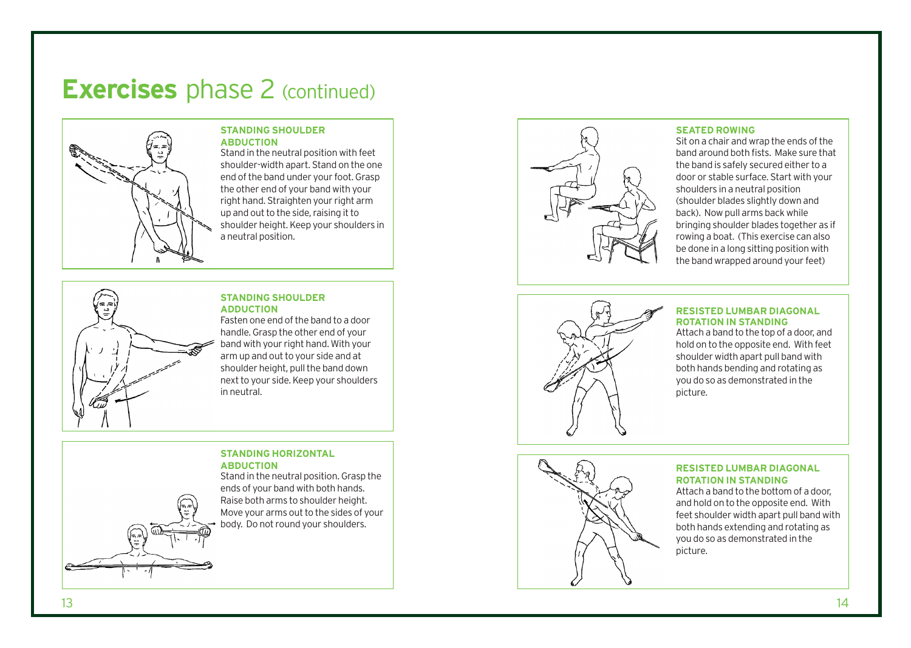# **Exercises** phase 2 (continued)

### STANDING SHOULDER ABDUCTION

Stand in the neutral position with feet shoulder-width apart. Stand on the one end of the band under your foot. Grasp the other end of your band with your right hand. Straighten your right arm up and out to the side, raising it to shoulder height. Keep your shoulders in a neutral position.

### STANDING SHOULDER ADDUCTION

Fasten one end of the band to a door handle. Grasp the other end of your band with your right hand. With your arm up and out to your side and at shoulder height, pull the band down next to your side. Keep your shoulders in neutral.

### STANDING HORIZONTAL ABDUCTION

Stand in the neutral position. Grasp the ends of your band with both hands. Raise both arms to shoulder height. Move your arms out to the sides of your body. Do not round your shoulders.

### SEATED ROWING

Sit on a chair and wrap the ends of the band around both fists. Make sure that the band is safely secured either to a door or stable surface. Start with your shoulders in a neutral position (shoulder blades slightly down and back). Now pull arms back while bringing shoulder blades together as if rowing a boat. (This exercise can also be done in a long sitting position with the band wrapped around your feet)

### RESISTED LUMBAR DIAGONAL ROTATION IN STANDING

Attach a band to the top of a door, and hold on to the opposite end. With feet shoulder width apart pull band with both hands bending and rotating as you do so as demonstrated in the picture.

### RESISTED LUMBAR DIAGONAL ROTATION IN STANDING

Attach a band to the bottom of a door, and hold on to the opposite end. With feet shoulder width apart pull band with both hands extending and rotating as you do so as demonstrated in the picture.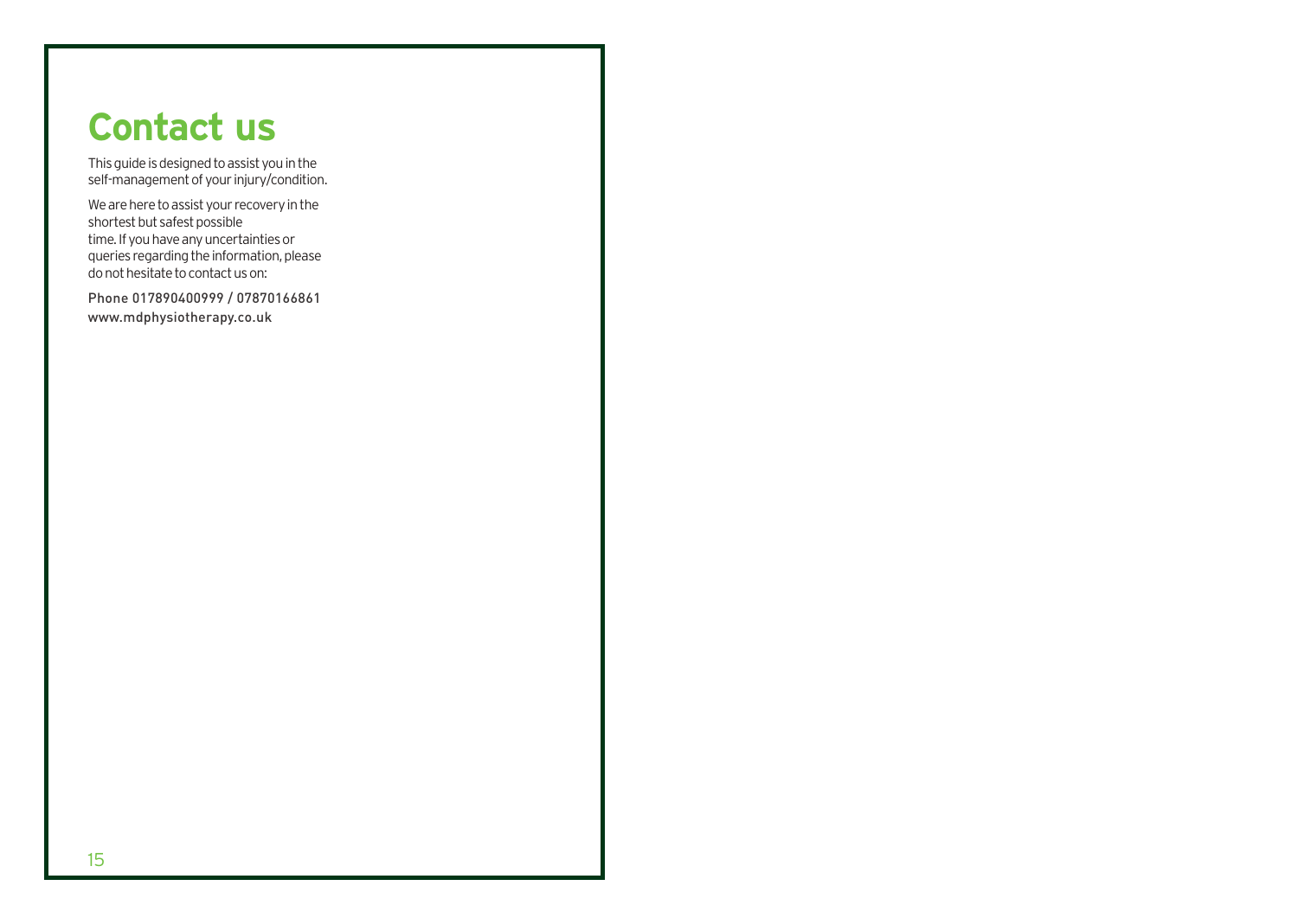# Contact us

This guide is designed to assist you in the self-management of your injury/condition.

We are here to assist your recovery in the shortest but safest possible time. If you have any uncertainties or queries regarding the information, please do not hesitate to contact us on:

Phone 017890400999 / 07870166861
www.mdphysiotherapy.co.uk